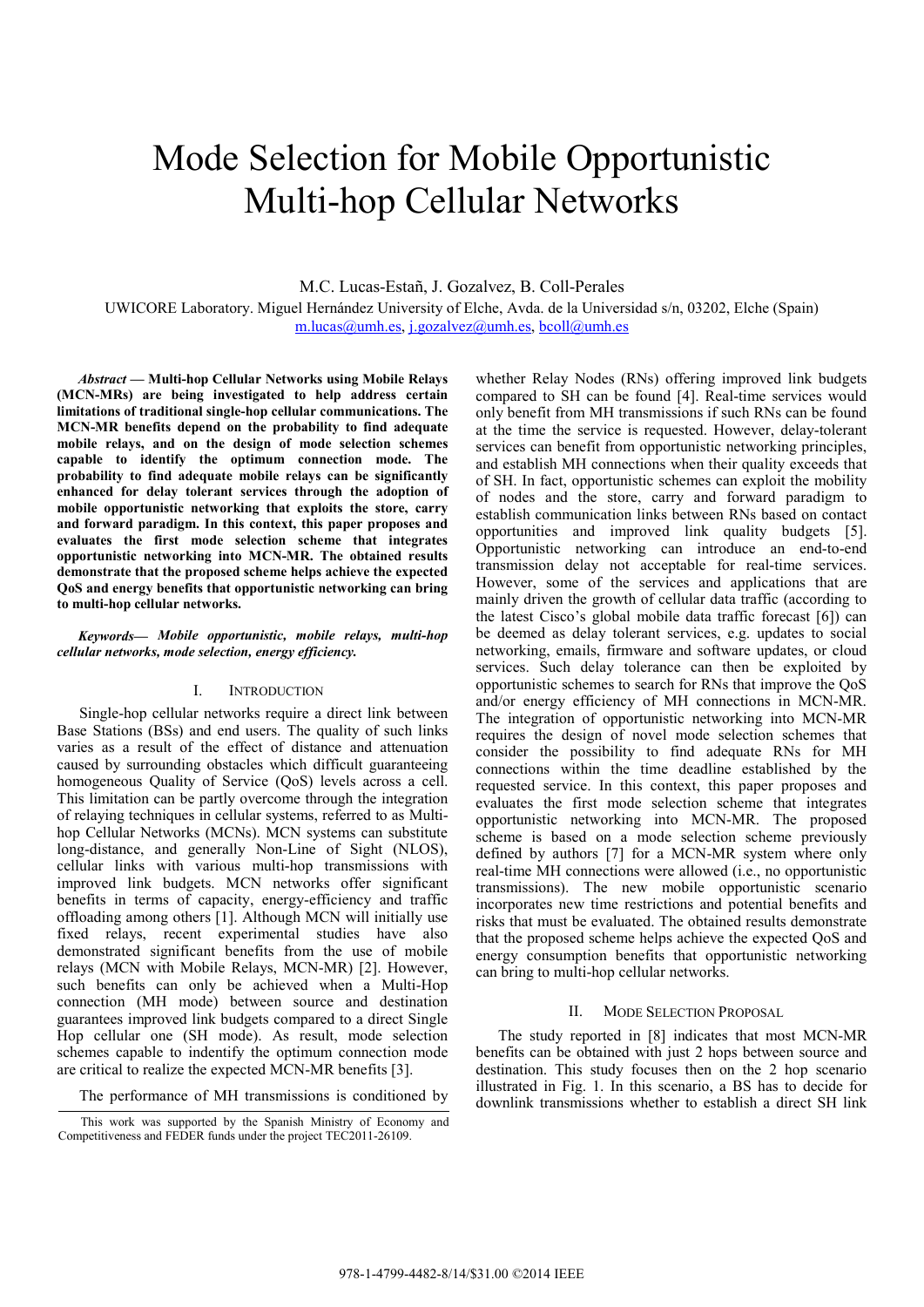# Mode Selection for Mobile Opportunistic Multi-hop Cellular Networks

M.C. Lucas-Estañ, J. Gozalvez, B. Coll-Perales

UWICORE Laboratory. Miguel Hernández University of Elche, Avda. de la Universidad s/n, 03202, Elche (Spain)

m.lucas@umh.es, j.gozalvez@umh.es, bcoll@umh.es

***Abstract* — Multi-hop Cellular Networks using Mobile Relays (MCN-MRs) are being investigated to help address certain limitations of traditional single-hop cellular communications. The MCN-MR benefits depend on the probability to find adequate mobile relays, and on the design of mode selection schemes capable to identify the optimum connection mode. The probability to find adequate mobile relays can be significantly enhanced for delay tolerant services through the adoption of mobile opportunistic networking that exploits the store, carry and forward paradigm. In this context, this paper proposes and evaluates the first mode selection scheme that integrates opportunistic networking into MCN-MR. The obtained results demonstrate that the proposed scheme helps achieve the expected QoS and energy benefits that opportunistic networking can bring to multi-hop cellular networks.**

***Keywords— Mobile opportunistic, mobile relays, multi-hop cellular networks, mode selection, energy efficiency.***

## I. Introduction

Single-hop cellular networks require a direct link between Base Stations (BSs) and end users. The quality of such links varies as a result of the effect of distance and attenuation caused by surrounding obstacles which difficult guaranteeing homogeneous Quality of Service (QoS) levels across a cell. This limitation can be partly overcome through the integration of relaying techniques in cellular systems, referred to as Multi-hop Cellular Networks (MCNs). MCN systems can substitute long-distance, and generally Non-Line of Sight (NLOS), cellular links with various multi-hop transmissions with improved link budgets. MCN networks offer significant benefits in terms of capacity, energy-efficiency and traffic offloading among others [1]. Although MCN will initially use fixed relays, recent experimental studies have also demonstrated significant benefits from the use of mobile relays (MCN with Mobile Relays, MCN-MR) [2]. However, such benefits can only be achieved when a Multi-Hop connection (MH mode) between source and destination guarantees improved link budgets compared to a direct Single Hop cellular one (SH mode). As result, mode selection schemes capable to indentify the optimum connection mode are critical to realize the expected MCN-MR benefits [3].

The performance of MH transmissions is conditioned by whether Relay Nodes (RNs) offering improved link budgets compared to SH can be found [4]. Real-time services would only benefit from MH transmissions if such RNs can be found at the time the service is requested. However, delay-tolerant services can benefit from opportunistic networking principles, and establish MH connections when their quality exceeds that of SH. In fact, opportunistic schemes can exploit the mobility of nodes and the store, carry and forward paradigm to establish communication links between RNs based on contact opportunities and improved link quality budgets [5]. Opportunistic networking can introduce an end-to-end transmission delay not acceptable for real-time services. However, some of the services and applications that are mainly driven the growth of cellular data traffic (according to the latest Cisco's global mobile data traffic forecast [6]) can be deemed as delay tolerant services, e.g. updates to social networking, emails, firmware and software updates, or cloud services. Such delay tolerance can then be exploited by opportunistic schemes to search for RNs that improve the QoS and/or energy efficiency of MH connections in MCN-MR. The integration of opportunistic networking into MCN-MR requires the design of novel mode selection schemes that consider the possibility to find adequate RNs for MH connections within the time deadline established by the requested service. In this context, this paper proposes and evaluates the first mode selection scheme that integrates opportunistic networking into MCN-MR. The proposed scheme is based on a mode selection scheme previously defined by authors [7] for a MCN-MR system where only real-time MH connections were allowed (i.e., no opportunistic transmissions). The new mobile opportunistic scenario incorporates new time restrictions and potential benefits and risks that must be evaluated. The obtained results demonstrate that the proposed scheme helps achieve the expected QoS and energy consumption benefits that opportunistic networking can bring to multi-hop cellular networks.

## II. Mode Selection Proposal

The study reported in [8] indicates that most MCN-MR benefits can be obtained with just 2 hops between source and destination. This study focuses then on the 2 hop scenario illustrated in Fig. 1. In this scenario, a BS has to decide for downlink transmissions whether to establish a direct SH link

This work was supported by the Spanish Ministry of Economy and Competitiveness and FEDER funds under the project TEC2011-26109.

978-1-4799-4482-8/14/$31.00 ©2014 IEEE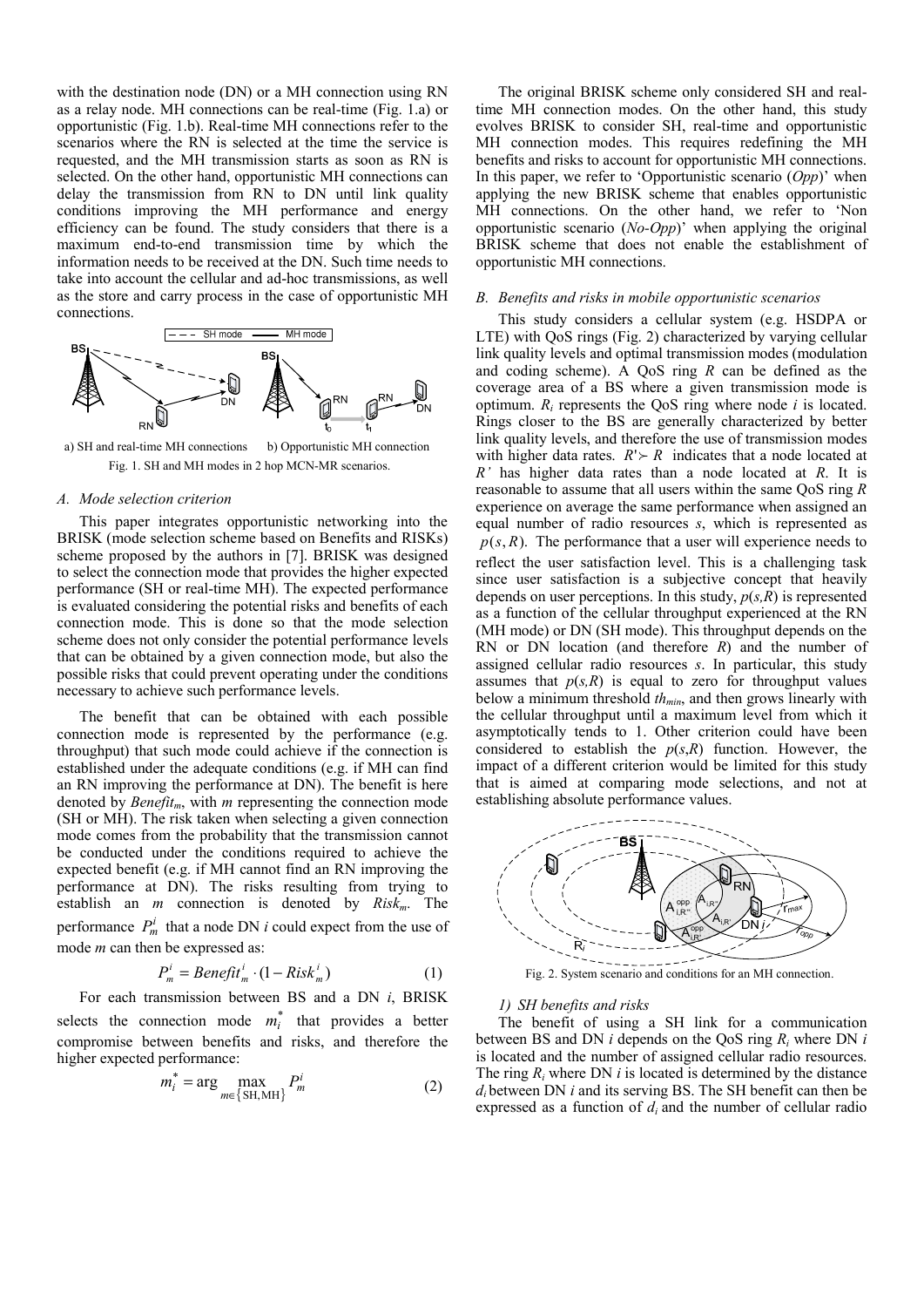with the destination node (DN) or a MH connection using RN as a relay node. MH connections can be real-time (Fig. 1.a) or opportunistic (Fig. 1.b). Real-time MH connections refer to the scenarios where the RN is selected at the time the service is requested, and the MH transmission starts as soon as RN is selected. On the other hand, opportunistic MH connections can delay the transmission from RN to DN until link quality conditions improving the MH performance and energy efficiency can be found. The study considers that there is a maximum end-to-end transmission time by which the information needs to be received at the DN. Such time needs to take into account the cellular and ad-hoc transmissions, as well as the store and carry process in the case of opportunistic MH connections.

a) SH and real-time MH connections b) Opportunistic MH connection

Fig. 1. SH and MH modes in 2 hop MCN-MR scenarios.

### A. Mode selection criterion

This paper integrates opportunistic networking into the BRISK (mode selection scheme based on Benefits and RISKs) scheme proposed by the authors in [7]. BRISK was designed to select the connection mode that provides the higher expected performance (SH or real-time MH). The expected performance is evaluated considering the potential risks and benefits of each connection mode. This is done so that the mode selection scheme does not only consider the potential performance levels that can be obtained by a given connection mode, but also the possible risks that could prevent operating under the conditions necessary to achieve such performance levels.

The benefit that can be obtained with each possible connection mode is represented by the performance (e.g. throughput) that such mode could achieve if the connection is established under the adequate conditions (e.g. if MH can find an RN improving the performance at DN). The benefit is here denoted by $Benefit_m$, with $m$ representing the connection mode (SH or MH). The risk taken when selecting a given connection mode comes from the probability that the transmission cannot be conducted under the conditions required to achieve the expected benefit (e.g. if MH cannot find an RN improving the performance at DN). The risks resulting from trying to establish an $m$ connection is denoted by $Risk_m$. The performance $P_m^i$ that a node DN $i$ could expect from the use of mode $m$ can then be expressed as:

$$P_m^i = Benefit_m^i \cdot (1 - Risk_m^i) \tag{1}$$

For each transmission between BS and a DN $i$, BRISK selects the connection mode $m_i^*$ that provides a better compromise between benefits and risks, and therefore the higher expected performance:

$$m_i^* = \arg \max_{m \in \{\text{SH,MH}\}} P_m^i \tag{2}$$

The original BRISK scheme only considered SH and real-time MH connection modes. On the other hand, this study evolves BRISK to consider SH, real-time and opportunistic MH connection modes. This requires redefining the MH benefits and risks to account for opportunistic MH connections. In this paper, we refer to 'Opportunistic scenario (*Opp*)' when applying the new BRISK scheme that enables opportunistic MH connections. On the other hand, we refer to 'Non opportunistic scenario (*No-Opp*)' when applying the original BRISK scheme that does not enable the establishment of opportunistic MH connections.

### B. Benefits and risks in mobile opportunistic scenarios

This study considers a cellular system (e.g. HSDPA or LTE) with QoS rings (Fig. 2) characterized by varying cellular link quality levels and optimal transmission modes (modulation and coding scheme). A QoS ring $R$ can be defined as the coverage area of a BS where a given transmission mode is optimum. $R_i$ represents the QoS ring where node $i$ is located. Rings closer to the BS are generally characterized by better link quality levels, and therefore the use of transmission modes with higher data rates. $R' \succ R$ indicates that a node located at $R'$ has higher data rates than a node located at $R$. It is reasonable to assume that all users within the same QoS ring $R$ experience on average the same performance when assigned an equal number of radio resources $s$, which is represented as $p(s, R)$. The performance that a user will experience needs to reflect the user satisfaction level. This is a challenging task since user satisfaction is a subjective concept that heavily depends on user perceptions. In this study, $p(s,R)$ is represented as a function of the cellular throughput experienced at the RN (MH mode) or DN (SH mode). This throughput depends on the RN or DN location (and therefore $R$) and the number of assigned cellular radio resources $s$. In particular, this study assumes that $p(s,R)$ is equal to zero for throughput values below a minimum threshold $th_{min}$, and then grows linearly with the cellular throughput until a maximum level from which it asymptotically tends to 1. Other criterion could have been considered to establish the $p(s,R)$ function. However, the impact of a different criterion would be limited for this study that is aimed at comparing mode selections, and not at establishing absolute performance values.

Fig. 2. System scenario and conditions for an MH connection.

#### 1) SH benefits and risks

The benefit of using a SH link for a communication between BS and DN $i$ depends on the QoS ring $R_i$ where DN $i$ is located and the number of assigned cellular radio resources. The ring $R_i$ where DN $i$ is located is determined by the distance $d_i$ between DN $i$ and its serving BS. The SH benefit can then be expressed as a function of $d_i$ and the number of cellular radio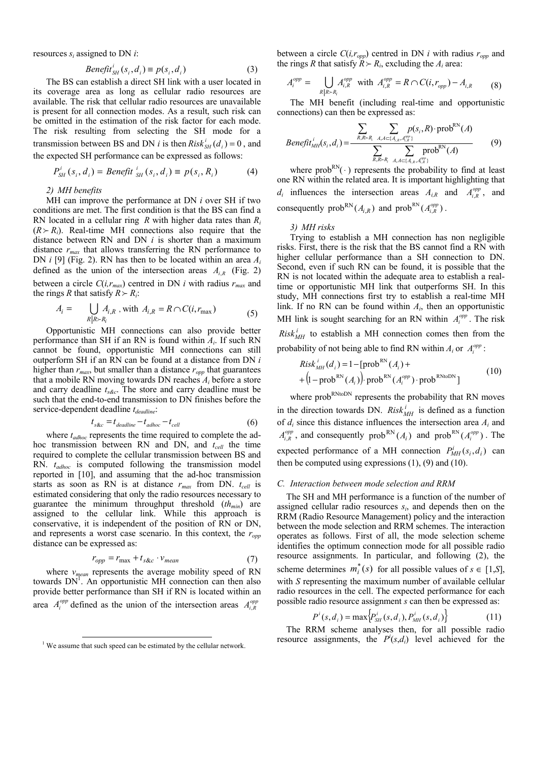resources $s_i$ assigned to DN $i$:

$$Benefit_{SH}^{i}(s_i, d_i) \equiv p(s_i, d_i) \tag{3}$$

The BS can establish a direct SH link with a user located in its coverage area as long as cellular radio resources are available. The risk that cellular radio resources are unavailable is present for all connection modes. As a result, such risk can be omitted in the estimation of the risk factor for each mode. The risk resulting from selecting the SH mode for a transmission between BS and DN $i$ is then $Risk_{SH}^{i}(d_i) = 0$, and the expected SH performance can be expressed as follows:

$$P_{SH}^{i}(s_i, d_i) = Benefit_{SH}^{i}(s_i, d_i) \equiv p(s_i, R_i) \tag{4}$$

*2) MH benefits*

MH can improve the performance at DN $i$ over SH if two conditions are met. The first condition is that the BS can find a RN located in a cellular ring $R$ with higher data rates than $R_i$ ($R \succ R_i$). Real-time MH connections also require that the distance between RN and DN $i$ is shorter than a maximum distance $r_{max}$ that allows transferring the RN performance to DN $i$ [9] (Fig. 2). RN has then to be located within an area $A_i$ defined as the union of the intersection areas $A_{i,R}$ (Fig. 2) between a circle $C(i,r_{max})$ centred in DN $i$ with radius $r_{max}$ and the rings $R$ that satisfy $R \succ R_i$:

$$A_i = \bigcup_{R | R \succ R_i} A_{i,R} \text{ , with } A_{i,R} = R \cap C(i, r_{\max}) \tag{5}$$

Opportunistic MH connections can also provide better performance than SH if an RN is found within $A_i$. If such RN cannot be found, opportunistic MH connections can still outperform SH if an RN can be found at a distance from DN $i$ higher than $r_{max}$, but smaller than a distance $r_{opp}$ that guarantees that a mobile RN moving towards DN reaches $A_i$ before a store and carry deadline $t_{s\&c}$. The store and carry deadline must be such that the end-to-end transmission to DN finishes before the service-dependent deadline $t_{deadline}$:

$$t_{s\&c} = t_{deadline} - t_{adhoc} - t_{cell} \tag{6}$$

where $t_{adhoc}$ represents the time required to complete the ad-hoc transmission between RN and DN, and $t_{cell}$ the time required to complete the cellular transmission between BS and RN. $t_{adhoc}$ is computed following the transmission model reported in [10], and assuming that the ad-hoc transmission starts as soon as RN is at distance $r_{max}$ from DN. $t_{cell}$ is estimated considering that only the radio resources necessary to guarantee the minimum throughput threshold ($th_{min}$) are assigned to the cellular link. While this approach is conservative, it is independent of the position of RN or DN, and represents a worst case scenario. In this context, the $r_{opp}$ distance can be expressed as:

$$r_{opp} = r_{\max} + t_{s\&c} \cdot v_{mean} \tag{7}$$

where $v_{mean}$ represents the average mobility speed of RN towards DN[1]. An opportunistic MH connection can then also provide better performance than SH if RN is located within an area $A_i^{opp}$ defined as the union of the intersection areas $A_{i,R}^{opp}$ between a circle $C(i,r_{opp})$ centred in DN $i$ with radius $r_{opp}$ and the rings $R$ that satisfy $R \succ R_i$, excluding the $A_i$ area:

$$A_i^{opp} = \bigcup_{R | R \succ R_i} A_{i,R}^{opp} \text{ with } A_{i,R}^{opp} = R \cap C(i, r_{opp}) - A_{i,R} \tag{8}$$

The MH benefit (including real-time and opportunistic connections) can then be expressed as:

$$Benefit_{MH}^{i}(s_i, d_i) = \frac{\sum_{R, R \succ R_i} \sum_{A, A \subset \{A_{i,R}, A_{i,R}^{opp}\}} p(s_i, R) \cdot \text{prob}^{\text{RN}}(A)}{\sum_{R, R \succ R_i} \sum_{A, A \subset \{A_{i,R}, A_{i,R}^{opp}\}} \text{prob}^{\text{RN}}(A)} \tag{9}$$

where $\text{prob}^{\text{RN}}(\cdot)$ represents the probability to find at least one RN within the related area. It is important highlighting that $d_i$ influences the intersection areas $A_{i,R}$ and $A_{i,R}^{opp}$, and consequently $\text{prob}^{\text{RN}}(A_{i,R})$ and $\text{prob}^{\text{RN}}(A_{i,R}^{opp})$.

*3) MH risks*

Trying to establish a MH connection has non negligible risks. First, there is the risk that the BS cannot find a RN with higher cellular performance than a SH connection to DN. Second, even if such RN can be found, it is possible that the RN is not located within the adequate area to establish a real-time or opportunistic MH link that outperforms SH. In this study, MH connections first try to establish a real-time MH link. If no RN can be found within $A_i$, then an opportunistic MH link is sought searching for an RN within $A_i^{opp}$. The risk $Risk_{MH}^{i}$ to establish a MH connection comes then from the probability of not being able to find RN within $A_i$ or $A_i^{opp}$:

$$\begin{aligned} Risk_{MH}^{i}(d_i) &= 1 - [\text{prob}^{\text{RN}}(A_i) + \\ &+ \left(1 - \text{prob}^{\text{RN}}(A_i)\right) \cdot \text{prob}^{\text{RN}}(A_i^{opp}) \cdot \text{prob}^{\text{RNtoDN}}] \end{aligned} \tag{10}$$

where $\text{prob}^{\text{RNtoDN}}$ represents the probability that RN moves in the direction towards DN. $Risk_{MH}^{i}$ is defined as a function of $d_i$ since this distance influences the intersection area $A_i$ and $A_{i,R}^{opp}$, and consequently $\text{prob}^{\text{RN}}(A_i)$ and $\text{prob}^{\text{RN}}(A_i^{opp})$. The expected performance of a MH connection $P_{MH}^{i}(s_i, d_i)$ can then be computed using expressions (1), (9) and (10).

## C. Interaction between mode selection and RRM

The SH and MH performance is a function of the number of assigned cellular radio resources $s_i$, and depends then on the RRM (Radio Resource Management) policy and the interaction between the mode selection and RRM schemes. The interaction operates as follows. First of all, the mode selection scheme identifies the optimum connection mode for all possible radio resource assignments. In particular, and following (2), the scheme determines $m_i^*(s)$ for all possible values of $s \in [1,S]$, with $S$ representing the maximum number of available cellular radio resources in the cell. The expected performance for each possible radio resource assignment $s$ can then be expressed as:

$$P^{i}(s, d_i) = \max\left\{P_{SH}^{i}(s, d_i), P_{MH}^{i}(s, d_i)\right\} \tag{11}$$

The RRM scheme analyses then, for all possible radio resource assignments, the $P^i(s,d_i)$ level achieved for the

[1] We assume that such speed can be estimated by the cellular network.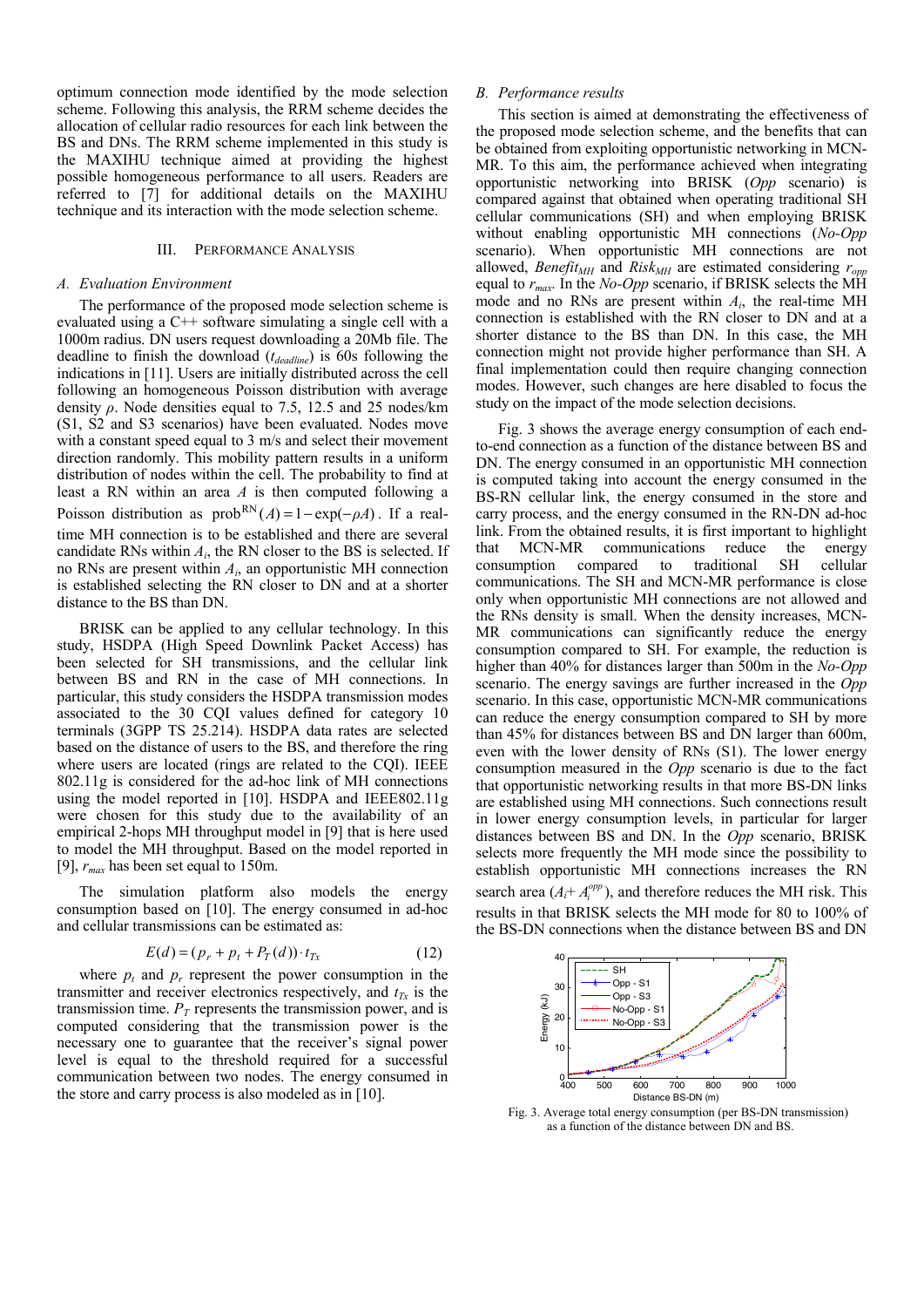optimum connection mode identified by the mode selection scheme. Following this analysis, the RRM scheme decides the allocation of cellular radio resources for each link between the BS and DNs. The RRM scheme implemented in this study is the MAXIHU technique aimed at providing the highest possible homogeneous performance to all users. Readers are referred to [7] for additional details on the MAXIHU technique and its interaction with the mode selection scheme.

## III. Performance Analysis

### *A. Evaluation Environment*

The performance of the proposed mode selection scheme is evaluated using a C++ software simulating a single cell with a 1000m radius. DN users request downloading a 20Mb file. The deadline to finish the download ($t_{deadline}$) is 60s following the indications in [11]. Users are initially distributed across the cell following an homogeneous Poisson distribution with average density $\rho$. Node densities equal to 7.5, 12.5 and 25 nodes/km (S1, S2 and S3 scenarios) have been evaluated. Nodes move with a constant speed equal to 3 m/s and select their movement direction randomly. This mobility pattern results in a uniform distribution of nodes within the cell. The probability to find at least a RN within an area $A$ is then computed following a Poisson distribution as $\text{prob}^{\text{RN}}(A) = 1 - \exp(-\rho A)$. If a real-time MH connection is to be established and there are several candidate RNs within $A_i$, the RN closer to the BS is selected. If no RNs are present within $A_i$, an opportunistic MH connection is established selecting the RN closer to DN and at a shorter distance to the BS than DN.

BRISK can be applied to any cellular technology. In this study, HSDPA (High Speed Downlink Packet Access) has been selected for SH transmissions, and the cellular link between BS and RN in the case of MH connections. In particular, this study considers the HSDPA transmission modes associated to the 30 CQI values defined for category 10 terminals (3GPP TS 25.214). HSDPA data rates are selected based on the distance of users to the BS, and therefore the ring where users are located (rings are related to the CQI). IEEE 802.11g is considered for the ad-hoc link of MH connections using the model reported in [10]. HSDPA and IEEE802.11g were chosen for this study due to the availability of an empirical 2-hops MH throughput model in [9] that is here used to model the MH throughput. Based on the model reported in [9], $r_{max}$ has been set equal to 150m.

The simulation platform also models the energy consumption based on [10]. The energy consumed in ad-hoc and cellular transmissions can be estimated as:

$$E(d) = (p_r + p_t + P_T(d)) \cdot t_{Tx} \tag{12}$$

where $p_t$ and $p_r$ represent the power consumption in the transmitter and receiver electronics respectively, and $t_{Tx}$ is the transmission time. $P_T$ represents the transmission power, and is computed considering that the transmission power is the necessary one to guarantee that the receiver's signal power level is equal to the threshold required for a successful communication between two nodes. The energy consumed in the store and carry process is also modeled as in [10].

### *B. Performance results*

This section is aimed at demonstrating the effectiveness of the proposed mode selection scheme, and the benefits that can be obtained from exploiting opportunistic networking in MCN-MR. To this aim, the performance achieved when integrating opportunistic networking into BRISK (*Opp* scenario) is compared against that obtained when operating traditional SH cellular communications (SH) and when employing BRISK without enabling opportunistic MH connections (*No-Opp* scenario). When opportunistic MH connections are not allowed, $Benefit_{MH}$ and $Risk_{MH}$ are estimated considering $r_{opp}$ equal to $r_{max}$. In the *No-Opp* scenario, if BRISK selects the MH mode and no RNs are present within $A_i$, the real-time MH connection is established with the RN closer to DN and at a shorter distance to the BS than DN. In this case, the MH connection might not provide higher performance than SH. A final implementation could then require changing connection modes. However, such changes are here disabled to focus the study on the impact of the mode selection decisions.

Fig. 3 shows the average energy consumption of each end-to-end connection as a function of the distance between BS and DN. The energy consumed in an opportunistic MH connection is computed taking into account the energy consumed in the BS-RN cellular link, the energy consumed in the store and carry process, and the energy consumed in the RN-DN ad-hoc link. From the obtained results, it is first important to highlight that MCN-MR communications reduce the energy consumption compared to traditional SH cellular communications. The SH and MCN-MR performance is close only when opportunistic MH connections are not allowed and the RNs density is small. When the density increases, MCN-MR communications can significantly reduce the energy consumption compared to SH. For example, the reduction is higher than 40% for distances larger than 500m in the *No-Opp* scenario. The energy savings are further increased in the *Opp* scenario. In this case, opportunistic MCN-MR communications can reduce the energy consumption compared to SH by more than 45% for distances between BS and DN larger than 600m, even with the lower density of RNs (S1). The lower energy consumption measured in the *Opp* scenario is due to the fact that opportunistic networking results in that more BS-DN links are established using MH connections. Such connections result in lower energy consumption levels, in particular for larger distances between BS and DN. In the *Opp* scenario, BRISK selects more frequently the MH mode since the possibility to establish opportunistic MH connections increases the RN search area ($A_i + A_i^{opp}$), and therefore reduces the MH risk. This results in that BRISK selects the MH mode for 80 to 100% of the BS-DN connections when the distance between BS and DN

Fig. 3. Average total energy consumption (per BS-DN transmission) as a function of the distance between DN and BS.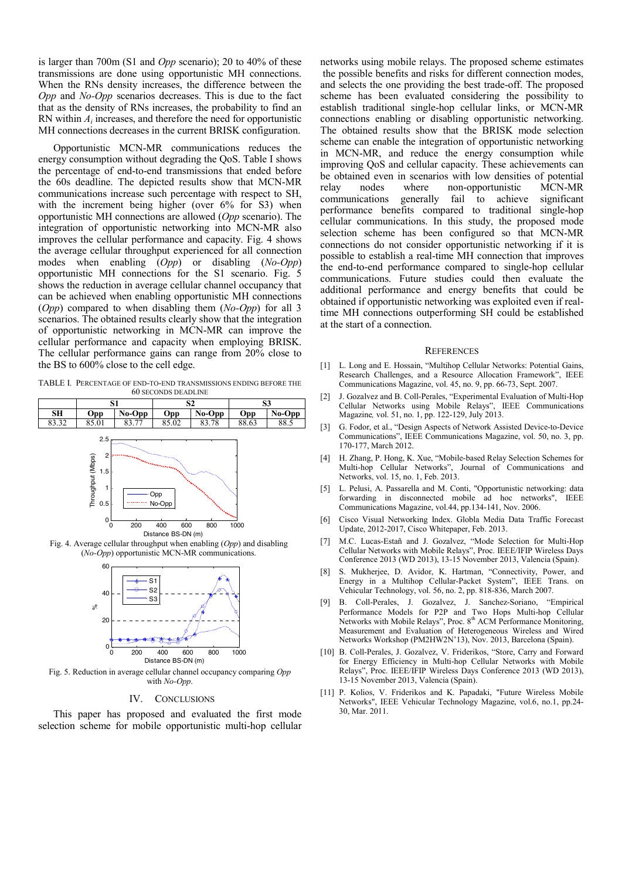is larger than 700m (S1 and *Opp* scenario); 20 to 40% of these transmissions are done using opportunistic MH connections. When the RNs density increases, the difference between the *Opp* and *No-Opp* scenarios decreases. This is due to the fact that as the density of RNs increases, the probability to find an RN within $A_i$ increases, and therefore the need for opportunistic MH connections decreases in the current BRISK configuration.

Opportunistic MCN-MR communications reduces the energy consumption without degrading the QoS. Table I shows the percentage of end-to-end transmissions that ended before the 60s deadline. The depicted results show that MCN-MR communications increase such percentage with respect to SH, with the increment being higher (over 6% for S3) when opportunistic MH connections are allowed (*Opp* scenario). The integration of opportunistic networking into MCN-MR also improves the cellular performance and capacity. Fig. 4 shows the average cellular throughput experienced for all connection modes when enabling (*Opp*) or disabling (*No-Opp*) opportunistic MH connections for the S1 scenario. Fig. 5 shows the reduction in average cellular channel occupancy that can be achieved when enabling opportunistic MH connections (*Opp*) compared to when disabling them (*No-Opp*) for all 3 scenarios. The obtained results clearly show that the integration of opportunistic networking in MCN-MR can improve the cellular performance and capacity when employing BRISK. The cellular performance gains can range from 20% close to the BS to 600% close to the cell edge.

TABLE I. PERCENTAGE OF END-TO-END TRANSMISSIONS ENDING BEFORE THE 60 SECONDS DEADLINE

| | S1 | | S2 | | S3 | |
|---|---|---|---|---|---|---|
| **SH** | **Opp** | **No-Opp** | **Opp** | **No-Opp** | **Opp** | **No-Opp** |
| 83.32 | 85.01 | 83.77 | 85.02 | 83.78 | 88.63 | 88.5 |

Throughput (Mbps)
0
0.5
1
1.5
2
2.5
0 200 400 600 800 1000
Distance BS-DN (m)
Opp
No-Opp

Fig. 4. Average cellular throughput when enabling (*Opp*) and disabling (*No-Opp*) opportunistic MCN-MR communications.

%
0
20
40
60
0 200 400 600 800 1000
Distance BS-DN (m)
S1
S2
S3

Fig. 5. Reduction in average cellular channel occupancy comparing *Opp* with *No-Opp*.

## IV. CONCLUSIONS

This paper has proposed and evaluated the first mode selection scheme for mobile opportunistic multi-hop cellular networks using mobile relays. The proposed scheme estimates the possible benefits and risks for different connection modes, and selects the one providing the best trade-off. The proposed scheme has been evaluated considering the possibility to establish traditional single-hop cellular links, or MCN-MR connections enabling or disabling opportunistic networking. The obtained results show that the BRISK mode selection scheme can enable the integration of opportunistic networking in MCN-MR, and reduce the energy consumption while improving QoS and cellular capacity. These achievements can be obtained even in scenarios with low densities of potential relay nodes where non-opportunistic MCN-MR communications generally fail to achieve significant performance benefits compared to traditional single-hop cellular communications. In this study, the proposed mode selection scheme has been configured so that MCN-MR connections do not consider opportunistic networking if it is possible to establish a real-time MH connection that improves the end-to-end performance compared to single-hop cellular communications. Future studies could then evaluate the additional performance and energy benefits that could be obtained if opportunistic networking was exploited even if real-time MH connections outperforming SH could be established at the start of a connection.

## REFERENCES

[1] L. Long and E. Hossain, "Multihop Cellular Networks: Potential Gains, Research Challenges, and a Resource Allocation Framework", IEEE Communications Magazine, vol. 45, no. 9, pp. 66-73, Sept. 2007.

[2] J. Gozalvez and B. Coll-Perales, "Experimental Evaluation of Multi-Hop Cellular Networks using Mobile Relays", IEEE Communications Magazine*,* vol. 51, no. 1, pp. 122-129, July 2013.

[3] G. Fodor, et al., "Design Aspects of Network Assisted Device-to-Device Communications", IEEE Communications Magazine, vol. 50, no. 3, pp. 170-177, March 2012.

[4] H. Zhang, P. Hong, K. Xue, "Mobile-based Relay Selection Schemes for Multi-hop Cellular Networks", Journal of Communications and Networks, vol. 15, no. 1, Feb. 2013.

[5] L. Pelusi, A. Passarella and M. Conti, "Opportunistic networking: data forwarding in disconnected mobile ad hoc networks", IEEE Communications Magazine, vol.44, pp.134-141, Nov. 2006.

[6] Cisco Visual Networking Index. Globla Media Data Traffic Forecast Update, 2012-2017, Cisco Whitepaper, Feb. 2013.

[7] M.C. Lucas-Estañ and J. Gozalvez, "Mode Selection for Multi-Hop Cellular Networks with Mobile Relays", Proc. IEEE/IFIP Wireless Days Conference 2013 (WD 2013), 13-15 November 2013, Valencia (Spain).

[8] S. Mukherjee, D. Avidor, K. Hartman, "Connectivity, Power, and Energy in a Multihop Cellular-Packet System", IEEE Trans. on Vehicular Technology, vol. 56, no. 2, pp. 818-836, March 2007.

[9] B. Coll-Perales, J. Gozalvez, J. Sanchez-Soriano, "Empirical Performance Models for P2P and Two Hops Multi-hop Cellular Networks with Mobile Relays", Proc. 8th ACM Performance Monitoring, Measurement and Evaluation of Heterogeneous Wireless and Wired Networks Workshop (PM2HW2N'13), Nov. 2013, Barcelona (Spain).

[10] B. Coll-Perales, J. Gozalvez, V. Friderikos, "Store, Carry and Forward for Energy Efficiency in Multi-hop Cellular Networks with Mobile Relays", Proc. IEEE/IFIP Wireless Days Conference 2013 (WD 2013), 13-15 November 2013, Valencia (Spain).

[11] P. Kolios, V. Friderikos and K. Papadaki, "Future Wireless Mobile Networks", IEEE Vehicular Technology Magazine, vol.6, no.1, pp.24-30, Mar. 2011.